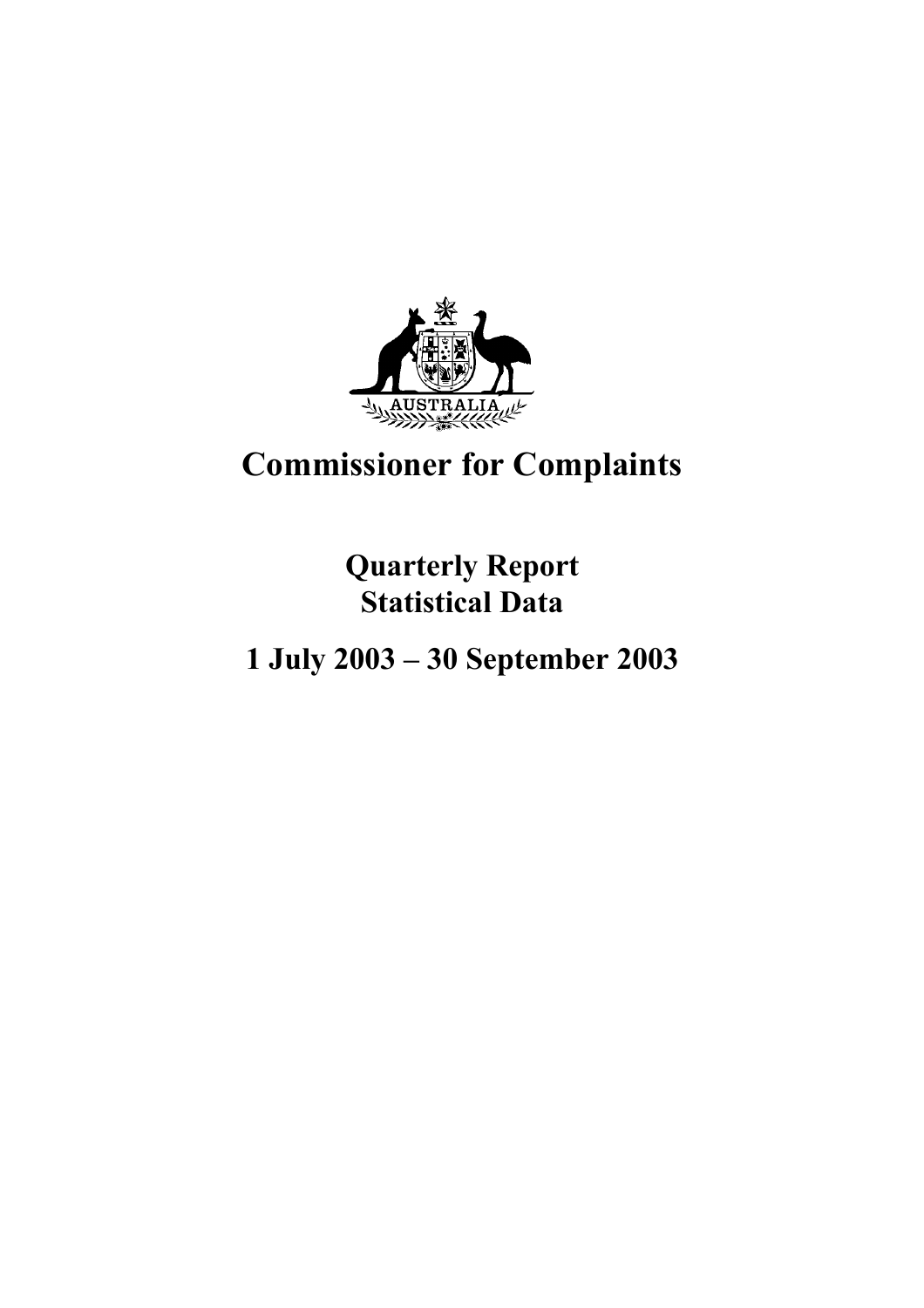# Commissioner for Complaints

## Quarterly Report
## Statistical Data

## 1 July 2003 – 30 September 2003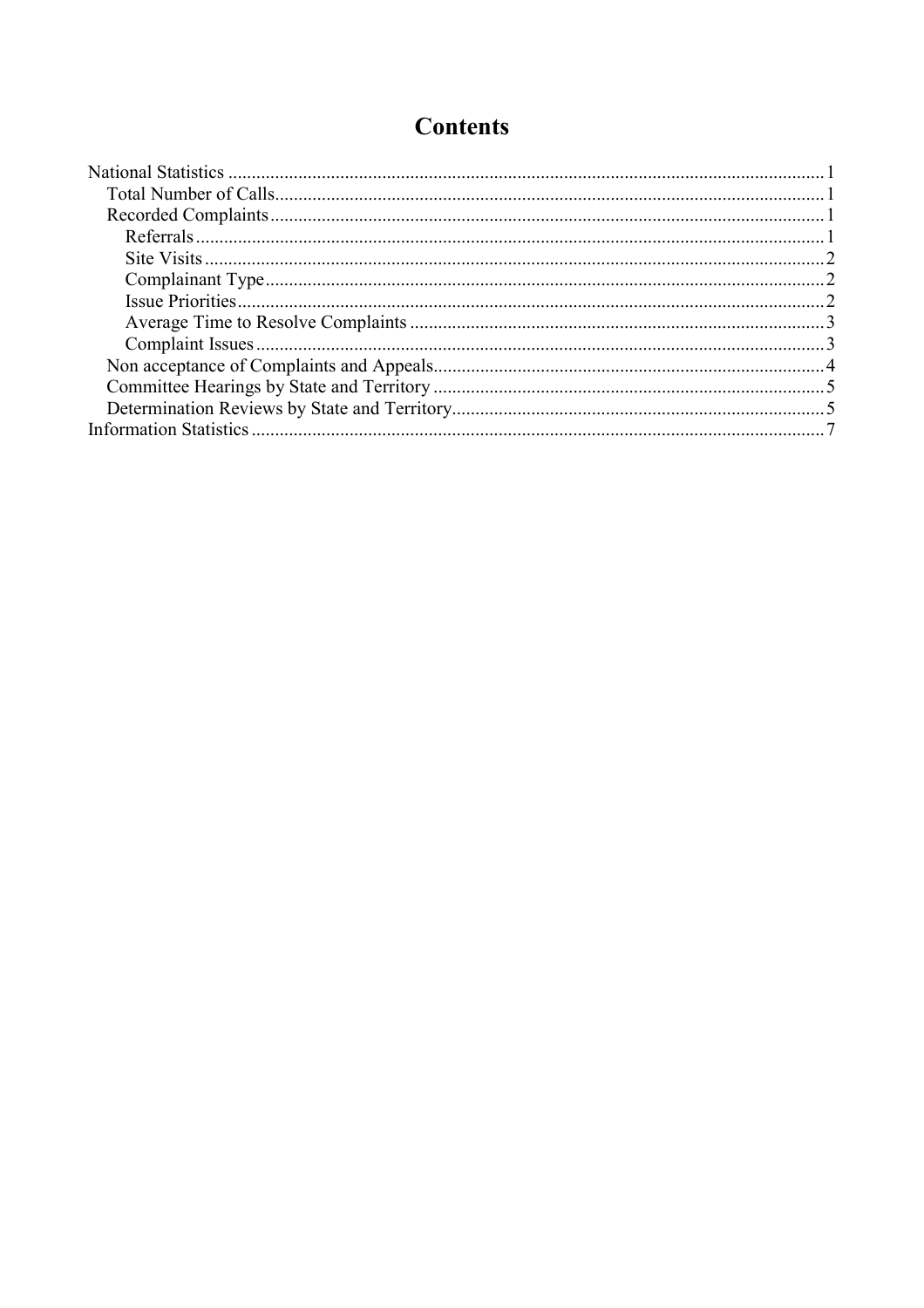# Contents

- National Statistics ..... 1
  - Total Number of Calls ..... 1
  - Recorded Complaints ..... 1
    - Referrals ..... 1
    - Site Visits ..... 2
    - Complainant Type ..... 2
    - Issue Priorities ..... 2
    - Average Time to Resolve Complaints ..... 3
    - Complaint Issues ..... 3
  - Non acceptance of Complaints and Appeals ..... 4
  - Committee Hearings by State and Territory ..... 5
  - Determination Reviews by State and Territory ..... 5
- Information Statistics ..... 7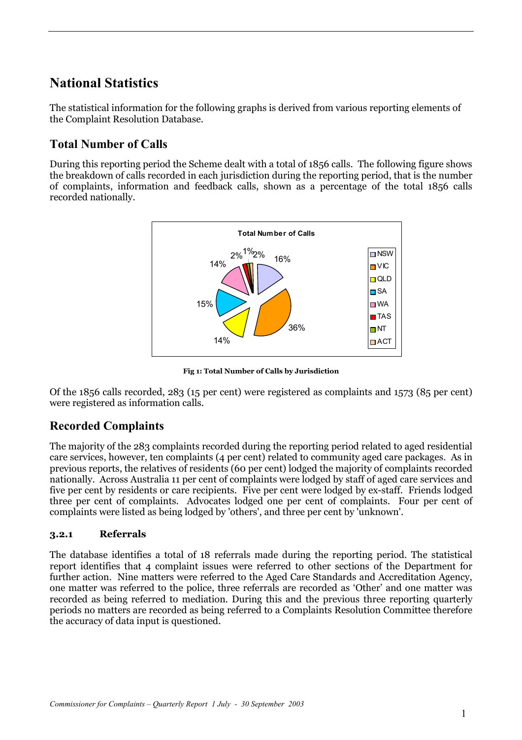# National Statistics

The statistical information for the following graphs is derived from various reporting elements of the Complaint Resolution Database.

## Total Number of Calls

During this reporting period the Scheme dealt with a total of 1856 calls. The following figure shows the breakdown of calls recorded in each jurisdiction during the reporting period, that is the number of complaints, information and feedback calls, shown as a percentage of the total 1856 calls recorded nationally.

**Fig 1: Total Number of Calls by Jurisdiction**

Of the 1856 calls recorded, 283 (15 per cent) were registered as complaints and 1573 (85 per cent) were registered as information calls.

## Recorded Complaints

The majority of the 283 complaints recorded during the reporting period related to aged residential care services, however, ten complaints (4 per cent) related to community aged care packages. As in previous reports, the relatives of residents (60 per cent) lodged the majority of complaints recorded nationally. Across Australia 11 per cent of complaints were lodged by staff of aged care services and five per cent by residents or care recipients. Five per cent were lodged by ex-staff. Friends lodged three per cent of complaints. Advocates lodged one per cent of complaints. Four per cent of complaints were listed as being lodged by 'others', and three per cent by 'unknown'.

### 3.2.1 Referrals

The database identifies a total of 18 referrals made during the reporting period. The statistical report identifies that 4 complaint issues were referred to other sections of the Department for further action. Nine matters were referred to the Aged Care Standards and Accreditation Agency, one matter was referred to the police, three referrals are recorded as 'Other' and one matter was recorded as being referred to mediation. During this and the previous three reporting quarterly periods no matters are recorded as being referred to a Complaints Resolution Committee therefore the accuracy of data input is questioned.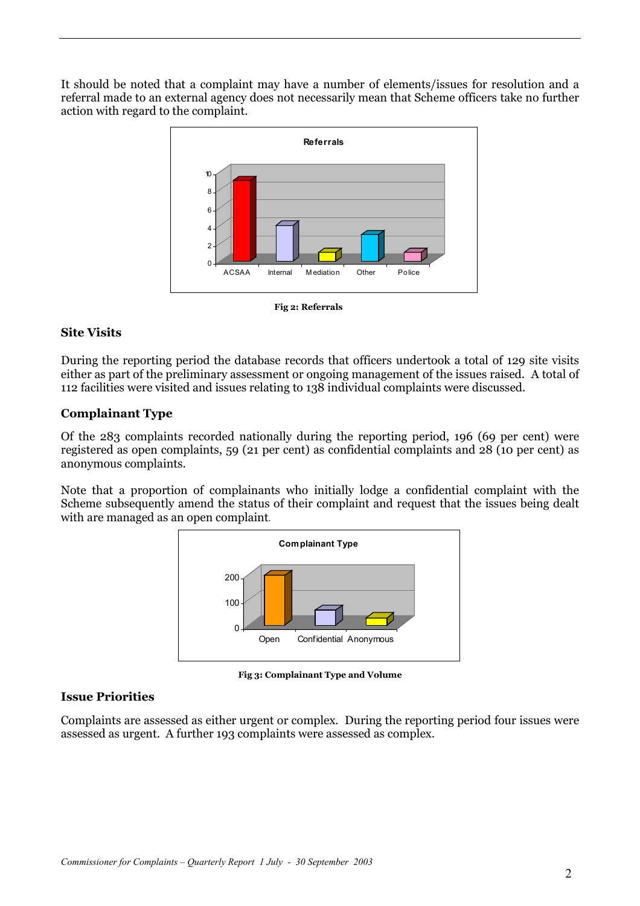It should be noted that a complaint may have a number of elements/issues for resolution and a referral made to an external agency does not necessarily mean that Scheme officers take no further action with regard to the complaint.

**Fig 2: Referrals**

## Site Visits

During the reporting period the database records that officers undertook a total of 129 site visits either as part of the preliminary assessment or ongoing management of the issues raised. A total of 112 facilities were visited and issues relating to 138 individual complaints were discussed.

## Complainant Type

Of the 283 complaints recorded nationally during the reporting period, 196 (69 per cent) were registered as open complaints, 59 (21 per cent) as confidential complaints and 28 (10 per cent) as anonymous complaints.

Note that a proportion of complainants who initially lodge a confidential complaint with the Scheme subsequently amend the status of their complaint and request that the issues being dealt with are managed as an open complaint.

**Fig 3: Complainant Type and Volume**

## Issue Priorities

Complaints are assessed as either urgent or complex. During the reporting period four issues were assessed as urgent. A further 193 complaints were assessed as complex.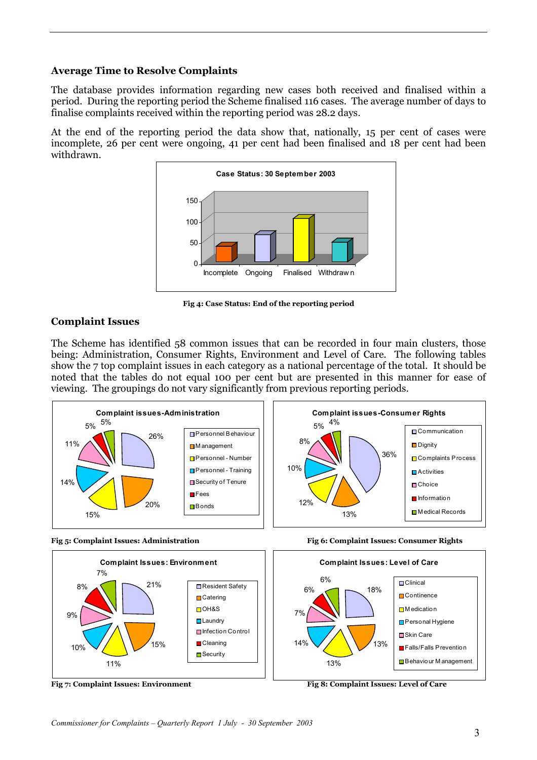## Average Time to Resolve Complaints

The database provides information regarding new cases both received and finalised within a period. During the reporting period the Scheme finalised 116 cases. The average number of days to finalise complaints received within the reporting period was 28.2 days.

At the end of the reporting period the data show that, nationally, 15 per cent of cases were incomplete, 26 per cent were ongoing, 41 per cent had been finalised and 18 per cent had been withdrawn.

**Fig 4: Case Status: End of the reporting period**

## Complaint Issues

The Scheme has identified 58 common issues that can be recorded in four main clusters, those being: Administration, Consumer Rights, Environment and Level of Care. The following tables show the 7 top complaint issues in each category as a national percentage of the total. It should be noted that the tables do not equal 100 per cent but are presented in this manner for ease of viewing. The groupings do not vary significantly from previous reporting periods.

**Fig 5: Complaint Issues: Administration**

**Fig 6: Complaint Issues: Consumer Rights**

**Fig 7: Complaint Issues: Environment**

**Fig 8: Complaint Issues: Level of Care**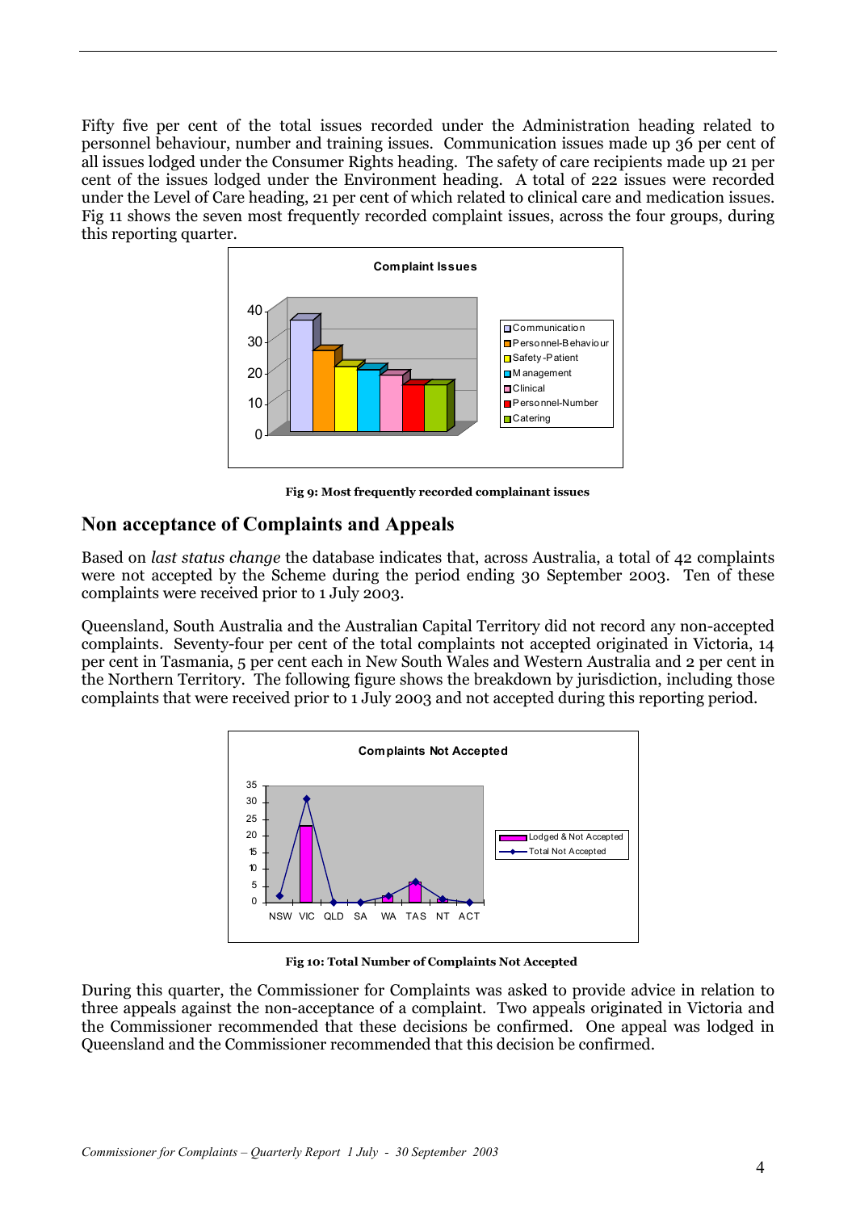Fifty five per cent of the total issues recorded under the Administration heading related to personnel behaviour, number and training issues. Communication issues made up 36 per cent of all issues lodged under the Consumer Rights heading. The safety of care recipients made up 21 per cent of the issues lodged under the Environment heading. A total of 222 issues were recorded under the Level of Care heading, 21 per cent of which related to clinical care and medication issues. Fig 11 shows the seven most frequently recorded complaint issues, across the four groups, during this reporting quarter.

**Fig 9: Most frequently recorded complainant issues**

## Non acceptance of Complaints and Appeals

Based on *last status change* the database indicates that, across Australia, a total of 42 complaints were not accepted by the Scheme during the period ending 30 September 2003. Ten of these complaints were received prior to 1 July 2003.

Queensland, South Australia and the Australian Capital Territory did not record any non-accepted complaints. Seventy-four per cent of the total complaints not accepted originated in Victoria, 14 per cent in Tasmania, 5 per cent each in New South Wales and Western Australia and 2 per cent in the Northern Territory. The following figure shows the breakdown by jurisdiction, including those complaints that were received prior to 1 July 2003 and not accepted during this reporting period.

**Fig 10: Total Number of Complaints Not Accepted**

During this quarter, the Commissioner for Complaints was asked to provide advice in relation to three appeals against the non-acceptance of a complaint. Two appeals originated in Victoria and the Commissioner recommended that these decisions be confirmed. One appeal was lodged in Queensland and the Commissioner recommended that this decision be confirmed.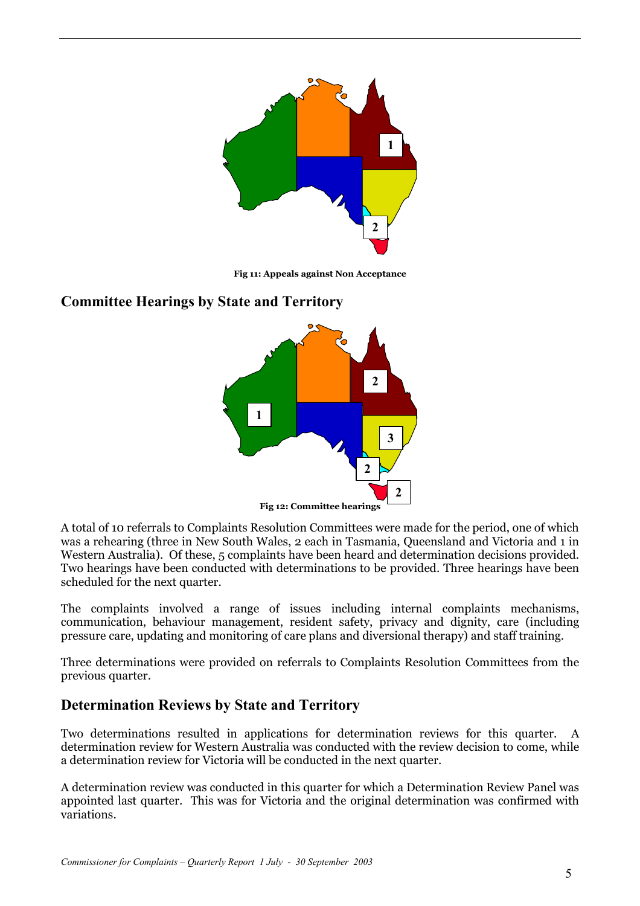Fig 11: Appeals against Non Acceptance

## Committee Hearings by State and Territory

Fig 12: Committee hearings

A total of 10 referrals to Complaints Resolution Committees were made for the period, one of which was a rehearing (three in New South Wales, 2 each in Tasmania, Queensland and Victoria and 1 in Western Australia). Of these, 5 complaints have been heard and determination decisions provided. Two hearings have been conducted with determinations to be provided. Three hearings have been scheduled for the next quarter.

The complaints involved a range of issues including internal complaints mechanisms, communication, behaviour management, resident safety, privacy and dignity, care (including pressure care, updating and monitoring of care plans and diversional therapy) and staff training.

Three determinations were provided on referrals to Complaints Resolution Committees from the previous quarter.

## Determination Reviews by State and Territory

Two determinations resulted in applications for determination reviews for this quarter. A determination review for Western Australia was conducted with the review decision to come, while a determination review for Victoria will be conducted in the next quarter.

A determination review was conducted in this quarter for which a Determination Review Panel was appointed last quarter. This was for Victoria and the original determination was confirmed with variations.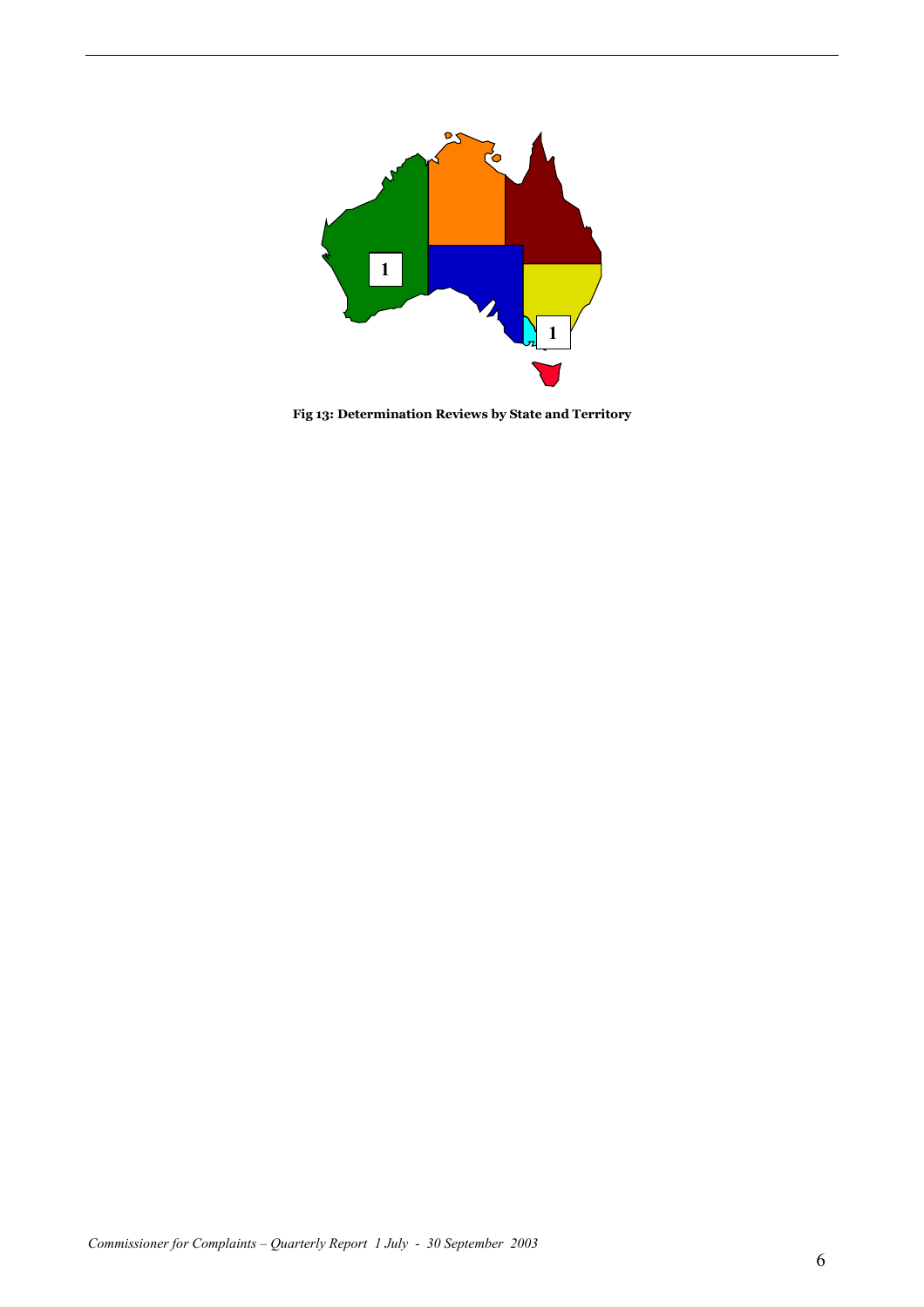**Fig 13: Determination Reviews by State and Territory**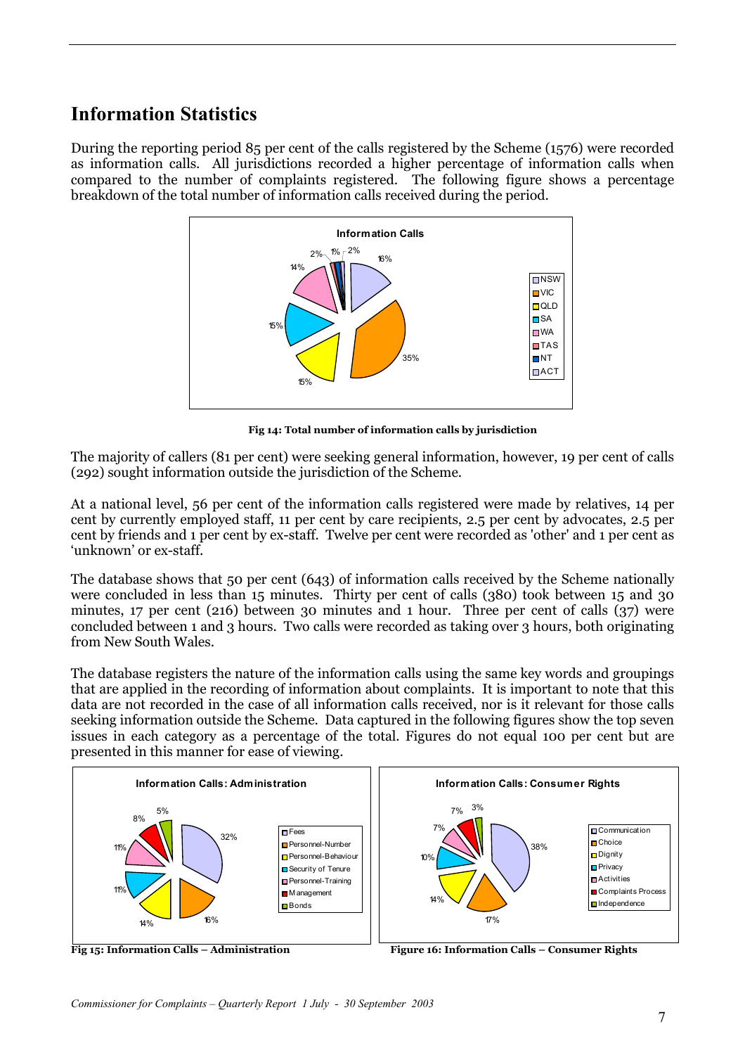## Information Statistics

During the reporting period 85 per cent of the calls registered by the Scheme (1576) were recorded as information calls. All jurisdictions recorded a higher percentage of information calls when compared to the number of complaints registered. The following figure shows a percentage breakdown of the total number of information calls received during the period.

**Fig 14: Total number of information calls by jurisdiction**

The majority of callers (81 per cent) were seeking general information, however, 19 per cent of calls (292) sought information outside the jurisdiction of the Scheme.

At a national level, 56 per cent of the information calls registered were made by relatives, 14 per cent by currently employed staff, 11 per cent by care recipients, 2.5 per cent by advocates, 2.5 per cent by friends and 1 per cent by ex-staff. Twelve per cent were recorded as 'other' and 1 per cent as 'unknown' or ex-staff.

The database shows that 50 per cent (643) of information calls received by the Scheme nationally were concluded in less than 15 minutes. Thirty per cent of calls (380) took between 15 and 30 minutes, 17 per cent (216) between 30 minutes and 1 hour. Three per cent of calls (37) were concluded between 1 and 3 hours. Two calls were recorded as taking over 3 hours, both originating from New South Wales.

The database registers the nature of the information calls using the same key words and groupings that are applied in the recording of information about complaints. It is important to note that this data are not recorded in the case of all information calls received, nor is it relevant for those calls seeking information outside the Scheme. Data captured in the following figures show the top seven issues in each category as a percentage of the total. Figures do not equal 100 per cent but are presented in this manner for ease of viewing.

**Fig 15: Information Calls – Administration**

**Figure 16: Information Calls – Consumer Rights**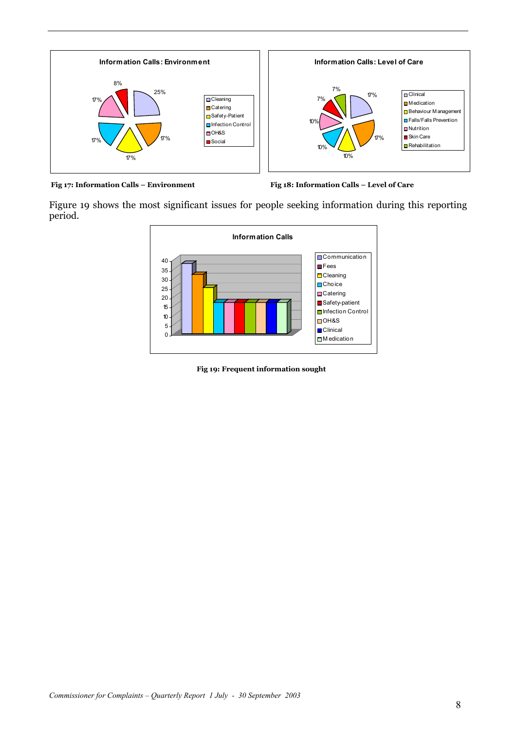**Information Calls: Environment**

8%
25%
17%
17%
17%
17%

Cleaning
Catering
Safety-Patient
Infection Control
OH&S
Social

**Information Calls: Level of Care**

7%
7%
17%
10%
10%
10%
17%

Clinical
Medication
Behaviour Management
Falls/Falls Prevention
Nutrition
Skin Care
Rehabilitation

**Fig 17: Information Calls – Environment**

**Fig 18: Information Calls – Level of Care**

Figure 19 shows the most significant issues for people seeking information during this reporting period.

**Information Calls**

40
35
30
25
20
15
10
5
0

Communication
Fees
Cleaning
Choice
Catering
Safety-patient
Infection Control
OH&S
Clinical
Medication

**Fig 19: Frequent information sought**